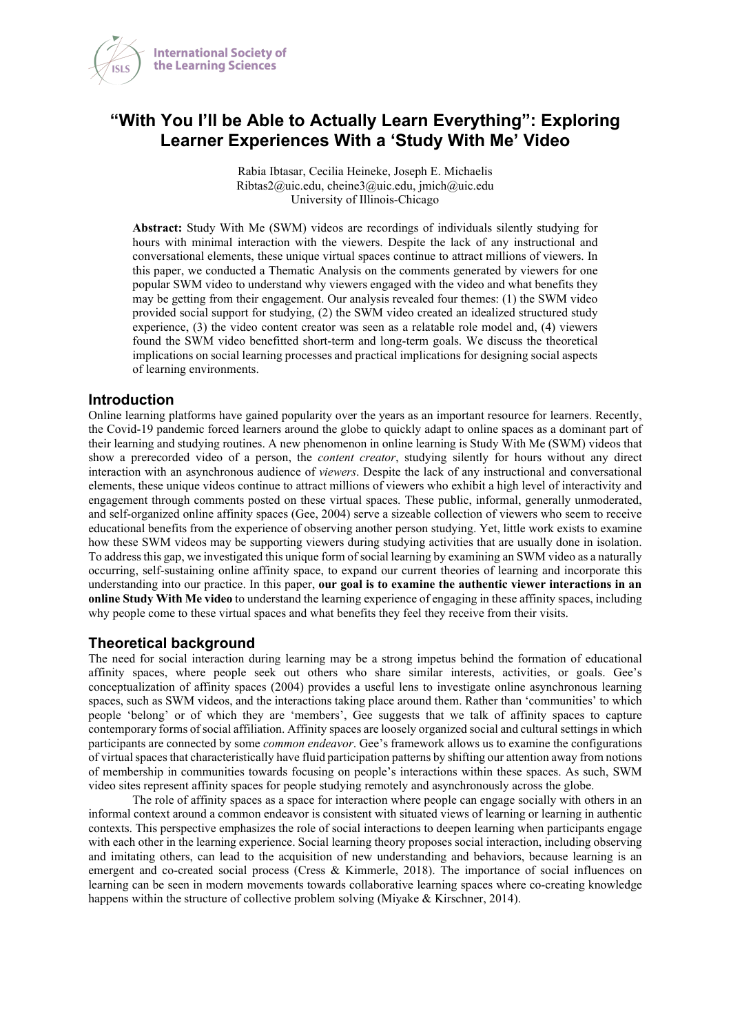# "With You I'll be Able to Actually Learn Everything": Exploring Learner Experiences With a 'Study With Me' Video

Rabia Ibtasar, Cecilia Heineke, Joseph E. Michaelis
Ribtas2@uic.edu, cheine3@uic.edu, jmich@uic.edu
University of Illinois-Chicago

**Abstract:** Study With Me (SWM) videos are recordings of individuals silently studying for hours with minimal interaction with the viewers. Despite the lack of any instructional and conversational elements, these unique virtual spaces continue to attract millions of viewers. In this paper, we conducted a Thematic Analysis on the comments generated by viewers for one popular SWM video to understand why viewers engaged with the video and what benefits they may be getting from their engagement. Our analysis revealed four themes: (1) the SWM video provided social support for studying, (2) the SWM video created an idealized structured study experience, (3) the video content creator was seen as a relatable role model and, (4) viewers found the SWM video benefitted short-term and long-term goals. We discuss the theoretical implications on social learning processes and practical implications for designing social aspects of learning environments.

## Introduction

Online learning platforms have gained popularity over the years as an important resource for learners. Recently, the Covid-19 pandemic forced learners around the globe to quickly adapt to online spaces as a dominant part of their learning and studying routines. A new phenomenon in online learning is Study With Me (SWM) videos that show a prerecorded video of a person, the *content creator*, studying silently for hours without any direct interaction with an asynchronous audience of *viewers*. Despite the lack of any instructional and conversational elements, these unique videos continue to attract millions of viewers who exhibit a high level of interactivity and engagement through comments posted on these virtual spaces. These public, informal, generally unmoderated, and self-organized online affinity spaces (Gee, 2004) serve a sizeable collection of viewers who seem to receive educational benefits from the experience of observing another person studying. Yet, little work exists to examine how these SWM videos may be supporting viewers during studying activities that are usually done in isolation. To address this gap, we investigated this unique form of social learning by examining an SWM video as a naturally occurring, self-sustaining online affinity space, to expand our current theories of learning and incorporate this understanding into our practice. In this paper, **our goal is to examine the authentic viewer interactions in an online Study With Me video** to understand the learning experience of engaging in these affinity spaces, including why people come to these virtual spaces and what benefits they feel they receive from their visits.

## Theoretical background

The need for social interaction during learning may be a strong impetus behind the formation of educational affinity spaces, where people seek out others who share similar interests, activities, or goals. Gee's conceptualization of affinity spaces (2004) provides a useful lens to investigate online asynchronous learning spaces, such as SWM videos, and the interactions taking place around them. Rather than 'communities' to which people 'belong' or of which they are 'members', Gee suggests that we talk of affinity spaces to capture contemporary forms of social affiliation. Affinity spaces are loosely organized social and cultural settings in which participants are connected by some *common endeavor*. Gee's framework allows us to examine the configurations of virtual spaces that characteristically have fluid participation patterns by shifting our attention away from notions of membership in communities towards focusing on people's interactions within these spaces. As such, SWM video sites represent affinity spaces for people studying remotely and asynchronously across the globe.

The role of affinity spaces as a space for interaction where people can engage socially with others in an informal context around a common endeavor is consistent with situated views of learning or learning in authentic contexts. This perspective emphasizes the role of social interactions to deepen learning when participants engage with each other in the learning experience. Social learning theory proposes social interaction, including observing and imitating others, can lead to the acquisition of new understanding and behaviors, because learning is an emergent and co-created social process (Cress & Kimmerle, 2018). The importance of social influences on learning can be seen in modern movements towards collaborative learning spaces where co-creating knowledge happens within the structure of collective problem solving (Miyake & Kirschner, 2014).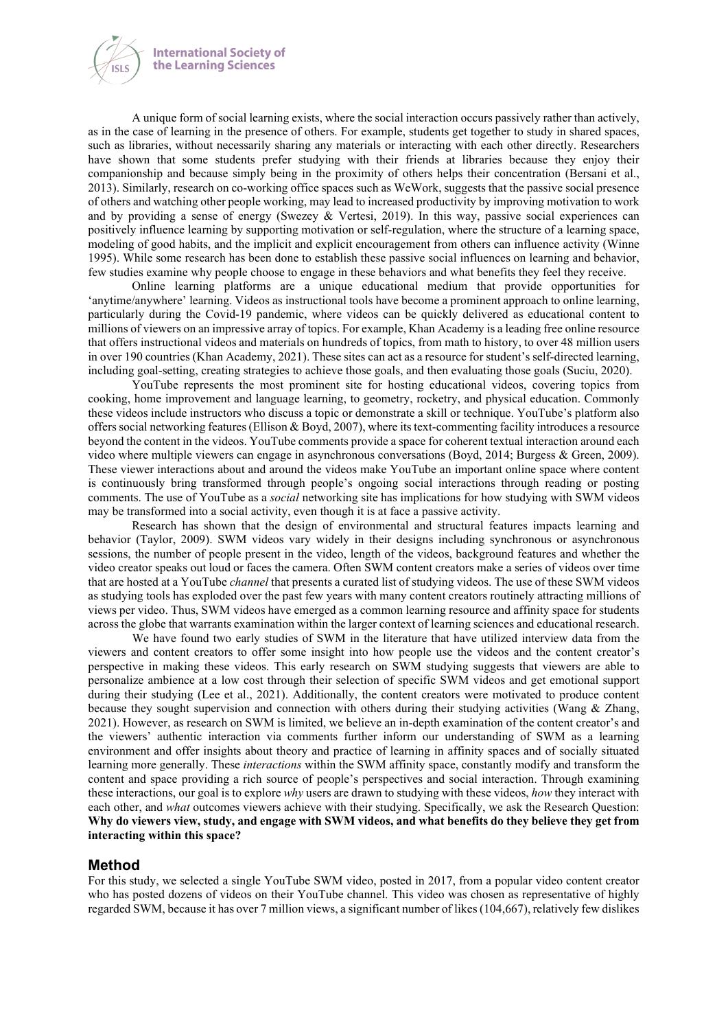A unique form of social learning exists, where the social interaction occurs passively rather than actively, as in the case of learning in the presence of others. For example, students get together to study in shared spaces, such as libraries, without necessarily sharing any materials or interacting with each other directly. Researchers have shown that some students prefer studying with their friends at libraries because they enjoy their companionship and because simply being in the proximity of others helps their concentration (Bersani et al., 2013). Similarly, research on co-working office spaces such as WeWork, suggests that the passive social presence of others and watching other people working, may lead to increased productivity by improving motivation to work and by providing a sense of energy (Swezey & Vertesi, 2019). In this way, passive social experiences can positively influence learning by supporting motivation or self-regulation, where the structure of a learning space, modeling of good habits, and the implicit and explicit encouragement from others can influence activity (Winne 1995). While some research has been done to establish these passive social influences on learning and behavior, few studies examine why people choose to engage in these behaviors and what benefits they feel they receive.

Online learning platforms are a unique educational medium that provide opportunities for 'anytime/anywhere' learning. Videos as instructional tools have become a prominent approach to online learning, particularly during the Covid-19 pandemic, where videos can be quickly delivered as educational content to millions of viewers on an impressive array of topics. For example, Khan Academy is a leading free online resource that offers instructional videos and materials on hundreds of topics, from math to history, to over 48 million users in over 190 countries (Khan Academy, 2021). These sites can act as a resource for student's self-directed learning, including goal-setting, creating strategies to achieve those goals, and then evaluating those goals (Suciu, 2020).

YouTube represents the most prominent site for hosting educational videos, covering topics from cooking, home improvement and language learning, to geometry, rocketry, and physical education. Commonly these videos include instructors who discuss a topic or demonstrate a skill or technique. YouTube's platform also offers social networking features (Ellison & Boyd, 2007), where its text-commenting facility introduces a resource beyond the content in the videos. YouTube comments provide a space for coherent textual interaction around each video where multiple viewers can engage in asynchronous conversations (Boyd, 2014; Burgess & Green, 2009). These viewer interactions about and around the videos make YouTube an important online space where content is continuously bring transformed through people's ongoing social interactions through reading or posting comments. The use of YouTube as a *social* networking site has implications for how studying with SWM videos may be transformed into a social activity, even though it is at face a passive activity.

Research has shown that the design of environmental and structural features impacts learning and behavior (Taylor, 2009). SWM videos vary widely in their designs including synchronous or asynchronous sessions, the number of people present in the video, length of the videos, background features and whether the video creator speaks out loud or faces the camera. Often SWM content creators make a series of videos over time that are hosted at a YouTube *channel* that presents a curated list of studying videos. The use of these SWM videos as studying tools has exploded over the past few years with many content creators routinely attracting millions of views per video. Thus, SWM videos have emerged as a common learning resource and affinity space for students across the globe that warrants examination within the larger context of learning sciences and educational research.

We have found two early studies of SWM in the literature that have utilized interview data from the viewers and content creators to offer some insight into how people use the videos and the content creator's perspective in making these videos. This early research on SWM studying suggests that viewers are able to personalize ambience at a low cost through their selection of specific SWM videos and get emotional support during their studying (Lee et al., 2021). Additionally, the content creators were motivated to produce content because they sought supervision and connection with others during their studying activities (Wang & Zhang, 2021). However, as research on SWM is limited, we believe an in-depth examination of the content creator's and the viewers' authentic interaction via comments further inform our understanding of SWM as a learning environment and offer insights about theory and practice of learning in affinity spaces and of socially situated learning more generally. These *interactions* within the SWM affinity space, constantly modify and transform the content and space providing a rich source of people's perspectives and social interaction. Through examining these interactions, our goal is to explore *why* users are drawn to studying with these videos, *how* they interact with each other, and *what* outcomes viewers achieve with their studying. Specifically, we ask the Research Question: **Why do viewers view, study, and engage with SWM videos, and what benefits do they believe they get from interacting within this space?**

## Method

For this study, we selected a single YouTube SWM video, posted in 2017, from a popular video content creator who has posted dozens of videos on their YouTube channel. This video was chosen as representative of highly regarded SWM, because it has over 7 million views, a significant number of likes (104,667), relatively few dislikes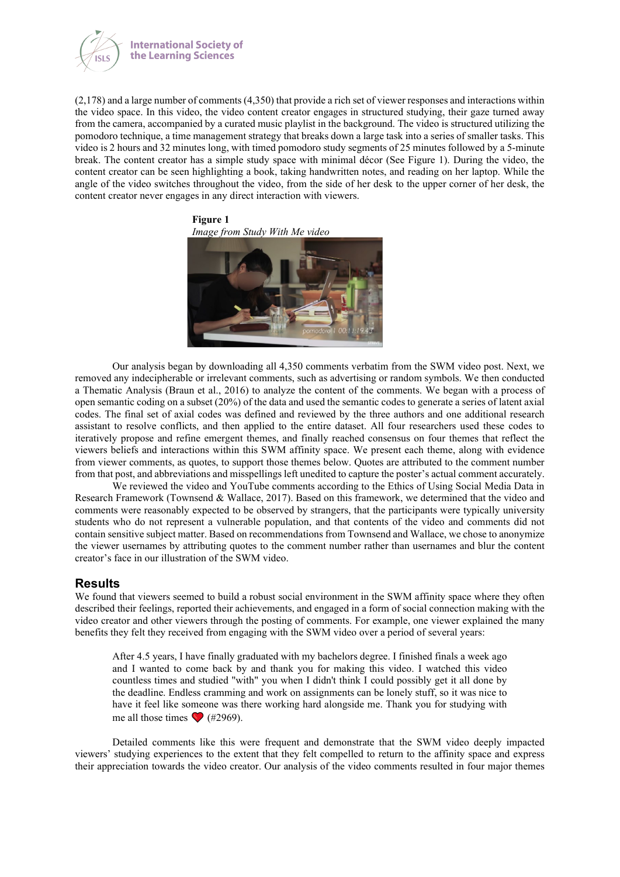(2,178) and a large number of comments (4,350) that provide a rich set of viewer responses and interactions within the video space. In this video, the video content creator engages in structured studying, their gaze turned away from the camera, accompanied by a curated music playlist in the background. The video is structured utilizing the pomodoro technique, a time management strategy that breaks down a large task into a series of smaller tasks. This video is 2 hours and 32 minutes long, with timed pomodoro study segments of 25 minutes followed by a 5-minute break. The content creator has a simple study space with minimal décor (See Figure 1). During the video, the content creator can be seen highlighting a book, taking handwritten notes, and reading on her laptop. While the angle of the video switches throughout the video, from the side of her desk to the upper corner of her desk, the content creator never engages in any direct interaction with viewers.

**Figure 1**
*Image from Study With Me video*

Our analysis began by downloading all 4,350 comments verbatim from the SWM video post. Next, we removed any indecipherable or irrelevant comments, such as advertising or random symbols. We then conducted a Thematic Analysis (Braun et al., 2016) to analyze the content of the comments. We began with a process of open semantic coding on a subset (20%) of the data and used the semantic codes to generate a series of latent axial codes. The final set of axial codes was defined and reviewed by the three authors and one additional research assistant to resolve conflicts, and then applied to the entire dataset. All four researchers used these codes to iteratively propose and refine emergent themes, and finally reached consensus on four themes that reflect the viewers beliefs and interactions within this SWM affinity space. We present each theme, along with evidence from viewer comments, as quotes, to support those themes below. Quotes are attributed to the comment number from that post, and abbreviations and misspellings left unedited to capture the poster's actual comment accurately.

We reviewed the video and YouTube comments according to the Ethics of Using Social Media Data in Research Framework (Townsend & Wallace, 2017). Based on this framework, we determined that the video and comments were reasonably expected to be observed by strangers, that the participants were typically university students who do not represent a vulnerable population, and that contents of the video and comments did not contain sensitive subject matter. Based on recommendations from Townsend and Wallace, we chose to anonymize the viewer usernames by attributing quotes to the comment number rather than usernames and blur the content creator's face in our illustration of the SWM video.

## Results

We found that viewers seemed to build a robust social environment in the SWM affinity space where they often described their feelings, reported their achievements, and engaged in a form of social connection making with the video creator and other viewers through the posting of comments. For example, one viewer explained the many benefits they felt they received from engaging with the SWM video over a period of several years:

> After 4.5 years, I have finally graduated with my bachelors degree. I finished finals a week ago and I wanted to come back by and thank you for making this video. I watched this video countless times and studied "with" you when I didn't think I could possibly get it all done by the deadline. Endless cramming and work on assignments can be lonely stuff, so it was nice to have it feel like someone was there working hard alongside me. Thank you for studying with me all those times ❤️ (#2969).

Detailed comments like this were frequent and demonstrate that the SWM video deeply impacted viewers' studying experiences to the extent that they felt compelled to return to the affinity space and express their appreciation towards the video creator. Our analysis of the video comments resulted in four major themes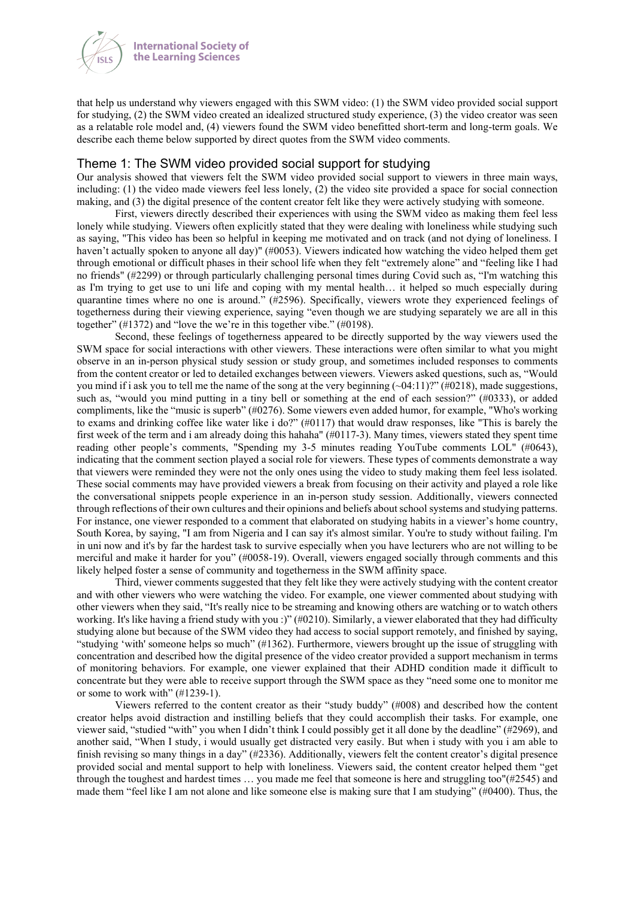that help us understand why viewers engaged with this SWM video: (1) the SWM video provided social support for studying, (2) the SWM video created an idealized structured study experience, (3) the video creator was seen as a relatable role model and, (4) viewers found the SWM video benefitted short-term and long-term goals. We describe each theme below supported by direct quotes from the SWM video comments.

## Theme 1: The SWM video provided social support for studying

Our analysis showed that viewers felt the SWM video provided social support to viewers in three main ways, including: (1) the video made viewers feel less lonely, (2) the video site provided a space for social connection making, and (3) the digital presence of the content creator felt like they were actively studying with someone.

First, viewers directly described their experiences with using the SWM video as making them feel less lonely while studying. Viewers often explicitly stated that they were dealing with loneliness while studying such as saying, "This video has been so helpful in keeping me motivated and on track (and not dying of loneliness. I haven't actually spoken to anyone all day)" (#0053). Viewers indicated how watching the video helped them get through emotional or difficult phases in their school life when they felt "extremely alone" and "feeling like I had no friends" (#2299) or through particularly challenging personal times during Covid such as, "I'm watching this as I'm trying to get use to uni life and coping with my mental health… it helped so much especially during quarantine times where no one is around." (#2596). Specifically, viewers wrote they experienced feelings of togetherness during their viewing experience, saying "even though we are studying separately we are all in this together" (#1372) and "love the we're in this together vibe." (#0198).

Second, these feelings of togetherness appeared to be directly supported by the way viewers used the SWM space for social interactions with other viewers. These interactions were often similar to what you might observe in an in-person physical study session or study group, and sometimes included responses to comments from the content creator or led to detailed exchanges between viewers. Viewers asked questions, such as, "Would you mind if i ask you to tell me the name of the song at the very beginning (~04:11)?" (#0218), made suggestions, such as, "would you mind putting in a tiny bell or something at the end of each session?" (#0333), or added compliments, like the "music is superb" (#0276). Some viewers even added humor, for example, "Who's working to exams and drinking coffee like water like i do?" (#0117) that would draw responses, like "This is barely the first week of the term and i am already doing this hahaha" (#0117-3). Many times, viewers stated they spent time reading other people's comments, "Spending my 3-5 minutes reading YouTube comments LOL" (#0643), indicating that the comment section played a social role for viewers. These types of comments demonstrate a way that viewers were reminded they were not the only ones using the video to study making them feel less isolated. These social comments may have provided viewers a break from focusing on their activity and played a role like the conversational snippets people experience in an in-person study session. Additionally, viewers connected through reflections of their own cultures and their opinions and beliefs about school systems and studying patterns. For instance, one viewer responded to a comment that elaborated on studying habits in a viewer's home country, South Korea, by saying, "I am from Nigeria and I can say it's almost similar. You're to study without failing. I'm in uni now and it's by far the hardest task to survive especially when you have lecturers who are not willing to be merciful and make it harder for you" (#0058-19). Overall, viewers engaged socially through comments and this likely helped foster a sense of community and togetherness in the SWM affinity space.

Third, viewer comments suggested that they felt like they were actively studying with the content creator and with other viewers who were watching the video. For example, one viewer commented about studying with other viewers when they said, "It's really nice to be streaming and knowing others are watching or to watch others working. It's like having a friend study with you :)" (#0210). Similarly, a viewer elaborated that they had difficulty studying alone but because of the SWM video they had access to social support remotely, and finished by saying, "studying 'with' someone helps so much" (#1362). Furthermore, viewers brought up the issue of struggling with concentration and described how the digital presence of the video creator provided a support mechanism in terms of monitoring behaviors. For example, one viewer explained that their ADHD condition made it difficult to concentrate but they were able to receive support through the SWM space as they "need some one to monitor me or some to work with" (#1239-1).

Viewers referred to the content creator as their "study buddy" (#008) and described how the content creator helps avoid distraction and instilling beliefs that they could accomplish their tasks. For example, one viewer said, "studied "with" you when I didn't think I could possibly get it all done by the deadline" (#2969), and another said, "When I study, i would usually get distracted very easily. But when i study with you i am able to finish revising so many things in a day" (#2336). Additionally, viewers felt the content creator's digital presence provided social and mental support to help with loneliness. Viewers said, the content creator helped them "get through the toughest and hardest times … you made me feel that someone is here and struggling too"(#2545) and made them "feel like I am not alone and like someone else is making sure that I am studying" (#0400). Thus, the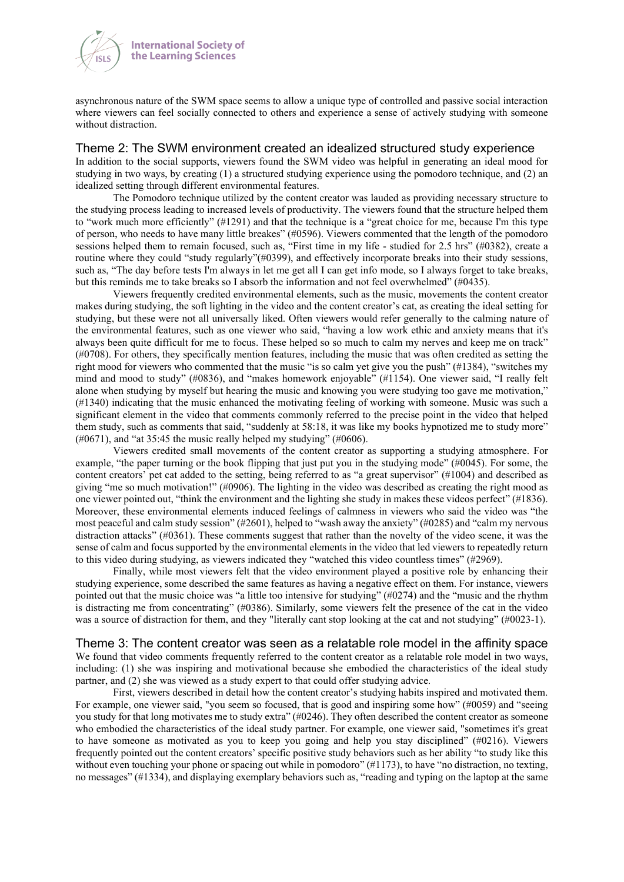asynchronous nature of the SWM space seems to allow a unique type of controlled and passive social interaction where viewers can feel socially connected to others and experience a sense of actively studying with someone without distraction.

## Theme 2: The SWM environment created an idealized structured study experience

In addition to the social supports, viewers found the SWM video was helpful in generating an ideal mood for studying in two ways, by creating (1) a structured studying experience using the pomodoro technique, and (2) an idealized setting through different environmental features.

The Pomodoro technique utilized by the content creator was lauded as providing necessary structure to the studying process leading to increased levels of productivity. The viewers found that the structure helped them to "work much more efficiently" (#1291) and that the technique is a "great choice for me, because I'm this type of person, who needs to have many little breakes" (#0596). Viewers commented that the length of the pomodoro sessions helped them to remain focused, such as, "First time in my life - studied for 2.5 hrs" (#0382), create a routine where they could "study regularly"(#0399), and effectively incorporate breaks into their study sessions, such as, "The day before tests I'm always in let me get all I can get info mode, so I always forget to take breaks, but this reminds me to take breaks so I absorb the information and not feel overwhelmed" (#0435).

Viewers frequently credited environmental elements, such as the music, movements the content creator makes during studying, the soft lighting in the video and the content creator's cat, as creating the ideal setting for studying, but these were not all universally liked. Often viewers would refer generally to the calming nature of the environmental features, such as one viewer who said, "having a low work ethic and anxiety means that it's always been quite difficult for me to focus. These helped so so much to calm my nerves and keep me on track" (#0708). For others, they specifically mention features, including the music that was often credited as setting the right mood for viewers who commented that the music "is so calm yet give you the push" (#1384), "switches my mind and mood to study" (#0836), and "makes homework enjoyable" (#1154). One viewer said, "I really felt alone when studying by myself but hearing the music and knowing you were studying too gave me motivation," (#1340) indicating that the music enhanced the motivating feeling of working with someone. Music was such a significant element in the video that comments commonly referred to the precise point in the video that helped them study, such as comments that said, "suddenly at 58:18, it was like my books hypnotized me to study more" (#0671), and "at 35:45 the music really helped my studying" (#0606).

Viewers credited small movements of the content creator as supporting a studying atmosphere. For example, "the paper turning or the book flipping that just put you in the studying mode" (#0045). For some, the content creators' pet cat added to the setting, being referred to as "a great supervisor" (#1004) and described as giving "me so much motivation!" (#0906). The lighting in the video was described as creating the right mood as one viewer pointed out, "think the environment and the lighting she study in makes these videos perfect" (#1836). Moreover, these environmental elements induced feelings of calmness in viewers who said the video was "the most peaceful and calm study session" (#2601), helped to "wash away the anxiety" (#0285) and "calm my nervous distraction attacks" (#0361). These comments suggest that rather than the novelty of the video scene, it was the sense of calm and focus supported by the environmental elements in the video that led viewers to repeatedly return to this video during studying, as viewers indicated they "watched this video countless times" (#2969).

Finally, while most viewers felt that the video environment played a positive role by enhancing their studying experience, some described the same features as having a negative effect on them. For instance, viewers pointed out that the music choice was "a little too intensive for studying" (#0274) and the "music and the rhythm is distracting me from concentrating" (#0386). Similarly, some viewers felt the presence of the cat in the video was a source of distraction for them, and they "literally cant stop looking at the cat and not studying" (#0023-1).

## Theme 3: The content creator was seen as a relatable role model in the affinity space

We found that video comments frequently referred to the content creator as a relatable role model in two ways, including: (1) she was inspiring and motivational because she embodied the characteristics of the ideal study partner, and (2) she was viewed as a study expert to that could offer studying advice.

First, viewers described in detail how the content creator's studying habits inspired and motivated them. For example, one viewer said, "you seem so focused, that is good and inspiring some how" (#0059) and "seeing you study for that long motivates me to study extra" (#0246). They often described the content creator as someone who embodied the characteristics of the ideal study partner. For example, one viewer said, "sometimes it's great to have someone as motivated as you to keep you going and help you stay disciplined" (#0216). Viewers frequently pointed out the content creators' specific positive study behaviors such as her ability "to study like this without even touching your phone or spacing out while in pomodoro" (#1173), to have "no distraction, no texting, no messages" (#1334), and displaying exemplary behaviors such as, "reading and typing on the laptop at the same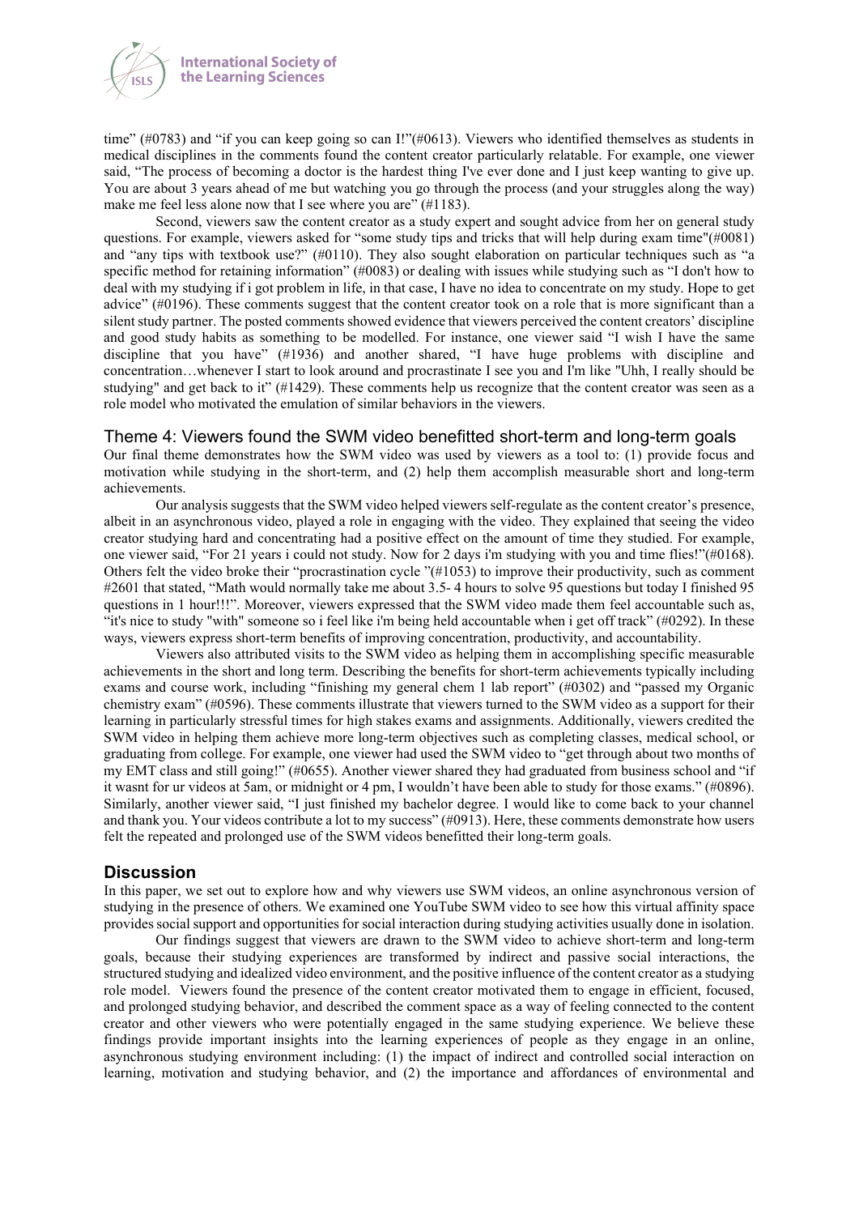time" (#0783) and "if you can keep going so can I!"(#0613). Viewers who identified themselves as students in medical disciplines in the comments found the content creator particularly relatable. For example, one viewer said, "The process of becoming a doctor is the hardest thing I've ever done and I just keep wanting to give up. You are about 3 years ahead of me but watching you go through the process (and your struggles along the way) make me feel less alone now that I see where you are" (#1183).

Second, viewers saw the content creator as a study expert and sought advice from her on general study questions. For example, viewers asked for "some study tips and tricks that will help during exam time"(#0081) and "any tips with textbook use?" (#0110). They also sought elaboration on particular techniques such as "a specific method for retaining information" (#0083) or dealing with issues while studying such as "I don't how to deal with my studying if i got problem in life, in that case, I have no idea to concentrate on my study. Hope to get advice" (#0196). These comments suggest that the content creator took on a role that is more significant than a silent study partner. The posted comments showed evidence that viewers perceived the content creators' discipline and good study habits as something to be modelled. For instance, one viewer said "I wish I have the same discipline that you have" (#1936) and another shared, "I have huge problems with discipline and concentration…whenever I start to look around and procrastinate I see you and I'm like "Uhh, I really should be studying" and get back to it" (#1429). These comments help us recognize that the content creator was seen as a role model who motivated the emulation of similar behaviors in the viewers.

## Theme 4: Viewers found the SWM video benefitted short-term and long-term goals

Our final theme demonstrates how the SWM video was used by viewers as a tool to: (1) provide focus and motivation while studying in the short-term, and (2) help them accomplish measurable short and long-term achievements.

Our analysis suggests that the SWM video helped viewers self-regulate as the content creator's presence, albeit in an asynchronous video, played a role in engaging with the video. They explained that seeing the video creator studying hard and concentrating had a positive effect on the amount of time they studied. For example, one viewer said, "For 21 years i could not study. Now for 2 days i'm studying with you and time flies!"(#0168). Others felt the video broke their "procrastination cycle "(#1053) to improve their productivity, such as comment #2601 that stated, "Math would normally take me about 3.5- 4 hours to solve 95 questions but today I finished 95 questions in 1 hour!!!". Moreover, viewers expressed that the SWM video made them feel accountable such as, "it's nice to study "with" someone so i feel like i'm being held accountable when i get off track" (#0292). In these ways, viewers express short-term benefits of improving concentration, productivity, and accountability.

Viewers also attributed visits to the SWM video as helping them in accomplishing specific measurable achievements in the short and long term. Describing the benefits for short-term achievements typically including exams and course work, including "finishing my general chem 1 lab report" (#0302) and "passed my Organic chemistry exam" (#0596). These comments illustrate that viewers turned to the SWM video as a support for their learning in particularly stressful times for high stakes exams and assignments. Additionally, viewers credited the SWM video in helping them achieve more long-term objectives such as completing classes, medical school, or graduating from college. For example, one viewer had used the SWM video to "get through about two months of my EMT class and still going!" (#0655). Another viewer shared they had graduated from business school and "if it wasnt for ur videos at 5am, or midnight or 4 pm, I wouldn't have been able to study for those exams." (#0896). Similarly, another viewer said, "I just finished my bachelor degree. I would like to come back to your channel and thank you. Your videos contribute a lot to my success" (#0913). Here, these comments demonstrate how users felt the repeated and prolonged use of the SWM videos benefitted their long-term goals.

## Discussion

In this paper, we set out to explore how and why viewers use SWM videos, an online asynchronous version of studying in the presence of others. We examined one YouTube SWM video to see how this virtual affinity space provides social support and opportunities for social interaction during studying activities usually done in isolation.

Our findings suggest that viewers are drawn to the SWM video to achieve short-term and long-term goals, because their studying experiences are transformed by indirect and passive social interactions, the structured studying and idealized video environment, and the positive influence of the content creator as a studying role model. Viewers found the presence of the content creator motivated them to engage in efficient, focused, and prolonged studying behavior, and described the comment space as a way of feeling connected to the content creator and other viewers who were potentially engaged in the same studying experience. We believe these findings provide important insights into the learning experiences of people as they engage in an online, asynchronous studying environment including: (1) the impact of indirect and controlled social interaction on learning, motivation and studying behavior, and (2) the importance and affordances of environmental and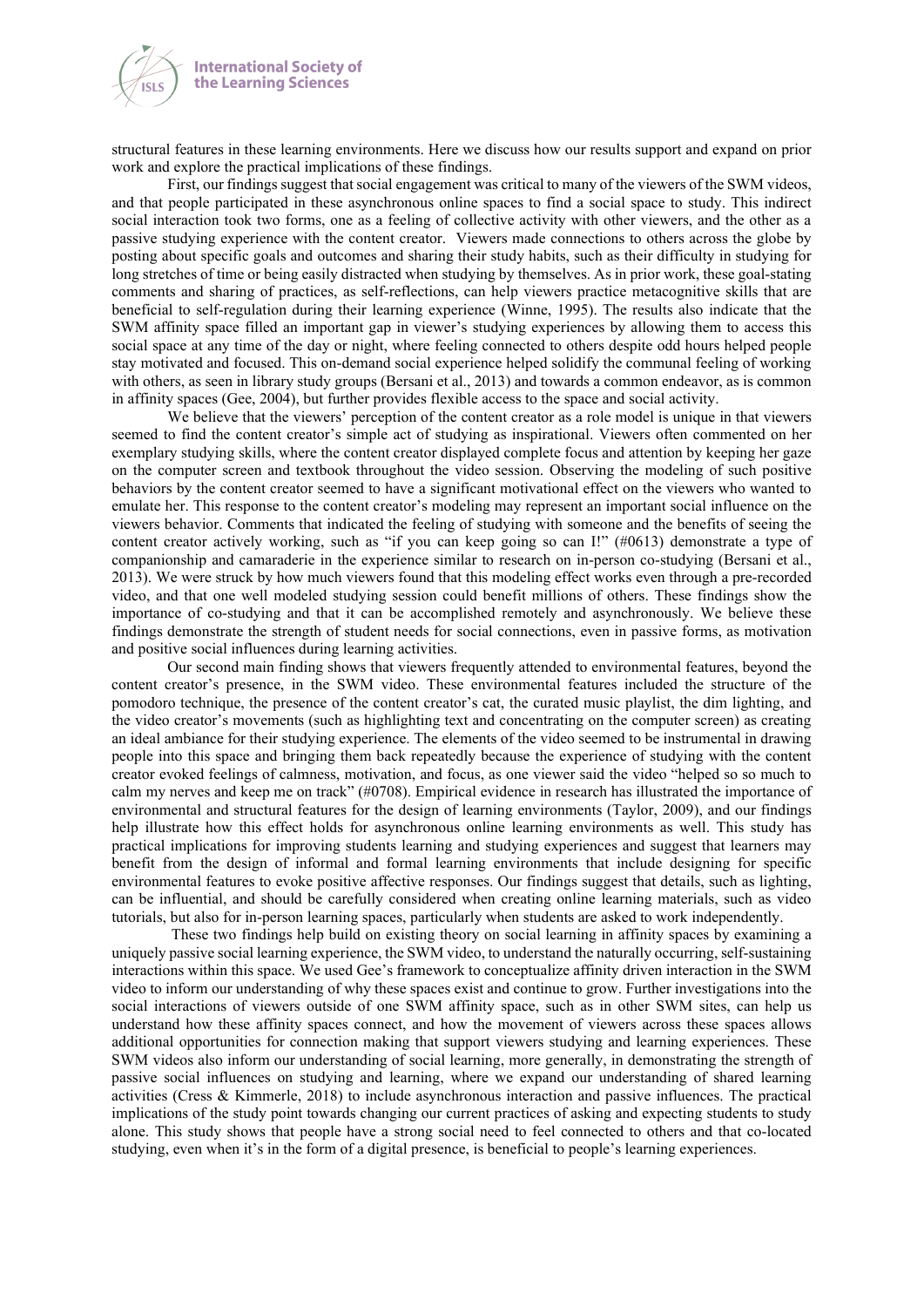structural features in these learning environments. Here we discuss how our results support and expand on prior work and explore the practical implications of these findings.

First, our findings suggest that social engagement was critical to many of the viewers of the SWM videos, and that people participated in these asynchronous online spaces to find a social space to study. This indirect social interaction took two forms, one as a feeling of collective activity with other viewers, and the other as a passive studying experience with the content creator. Viewers made connections to others across the globe by posting about specific goals and outcomes and sharing their study habits, such as their difficulty in studying for long stretches of time or being easily distracted when studying by themselves. As in prior work, these goal-stating comments and sharing of practices, as self-reflections, can help viewers practice metacognitive skills that are beneficial to self-regulation during their learning experience (Winne, 1995). The results also indicate that the SWM affinity space filled an important gap in viewer's studying experiences by allowing them to access this social space at any time of the day or night, where feeling connected to others despite odd hours helped people stay motivated and focused. This on-demand social experience helped solidify the communal feeling of working with others, as seen in library study groups (Bersani et al., 2013) and towards a common endeavor, as is common in affinity spaces (Gee, 2004), but further provides flexible access to the space and social activity.

We believe that the viewers' perception of the content creator as a role model is unique in that viewers seemed to find the content creator's simple act of studying as inspirational. Viewers often commented on her exemplary studying skills, where the content creator displayed complete focus and attention by keeping her gaze on the computer screen and textbook throughout the video session. Observing the modeling of such positive behaviors by the content creator seemed to have a significant motivational effect on the viewers who wanted to emulate her. This response to the content creator's modeling may represent an important social influence on the viewers behavior. Comments that indicated the feeling of studying with someone and the benefits of seeing the content creator actively working, such as "if you can keep going so can I!" (#0613) demonstrate a type of companionship and camaraderie in the experience similar to research on in-person co-studying (Bersani et al., 2013). We were struck by how much viewers found that this modeling effect works even through a pre-recorded video, and that one well modeled studying session could benefit millions of others. These findings show the importance of co-studying and that it can be accomplished remotely and asynchronously. We believe these findings demonstrate the strength of student needs for social connections, even in passive forms, as motivation and positive social influences during learning activities.

Our second main finding shows that viewers frequently attended to environmental features, beyond the content creator's presence, in the SWM video. These environmental features included the structure of the pomodoro technique, the presence of the content creator's cat, the curated music playlist, the dim lighting, and the video creator's movements (such as highlighting text and concentrating on the computer screen) as creating an ideal ambiance for their studying experience. The elements of the video seemed to be instrumental in drawing people into this space and bringing them back repeatedly because the experience of studying with the content creator evoked feelings of calmness, motivation, and focus, as one viewer said the video "helped so so much to calm my nerves and keep me on track" (#0708). Empirical evidence in research has illustrated the importance of environmental and structural features for the design of learning environments (Taylor, 2009), and our findings help illustrate how this effect holds for asynchronous online learning environments as well. This study has practical implications for improving students learning and studying experiences and suggest that learners may benefit from the design of informal and formal learning environments that include designing for specific environmental features to evoke positive affective responses. Our findings suggest that details, such as lighting, can be influential, and should be carefully considered when creating online learning materials, such as video tutorials, but also for in-person learning spaces, particularly when students are asked to work independently.

These two findings help build on existing theory on social learning in affinity spaces by examining a uniquely passive social learning experience, the SWM video, to understand the naturally occurring, self-sustaining interactions within this space. We used Gee's framework to conceptualize affinity driven interaction in the SWM video to inform our understanding of why these spaces exist and continue to grow. Further investigations into the social interactions of viewers outside of one SWM affinity space, such as in other SWM sites, can help us understand how these affinity spaces connect, and how the movement of viewers across these spaces allows additional opportunities for connection making that support viewers studying and learning experiences. These SWM videos also inform our understanding of social learning, more generally, in demonstrating the strength of passive social influences on studying and learning, where we expand our understanding of shared learning activities (Cress & Kimmerle, 2018) to include asynchronous interaction and passive influences. The practical implications of the study point towards changing our current practices of asking and expecting students to study alone. This study shows that people have a strong social need to feel connected to others and that co-located studying, even when it's in the form of a digital presence, is beneficial to people's learning experiences.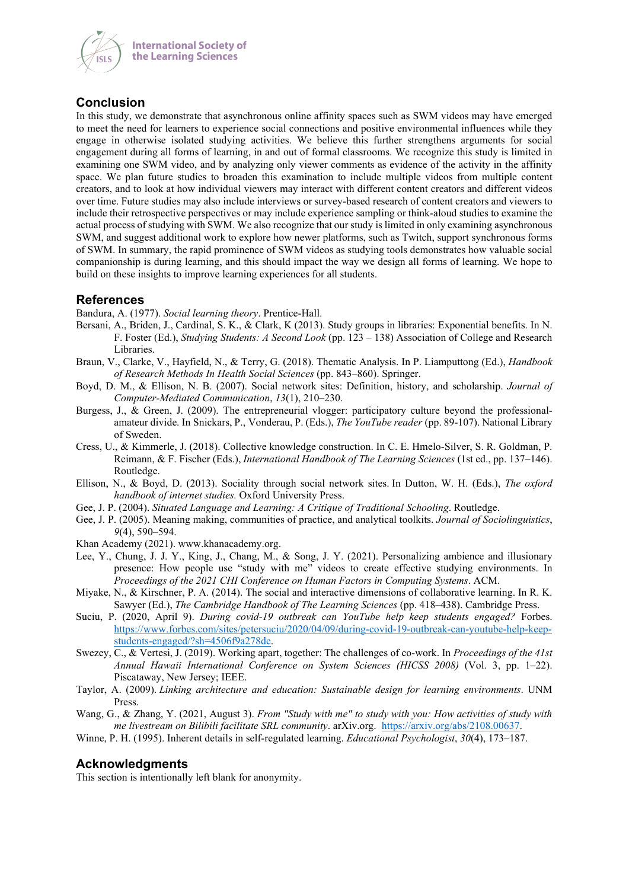## Conclusion

In this study, we demonstrate that asynchronous online affinity spaces such as SWM videos may have emerged to meet the need for learners to experience social connections and positive environmental influences while they engage in otherwise isolated studying activities. We believe this further strengthens arguments for social engagement during all forms of learning, in and out of formal classrooms. We recognize this study is limited in examining one SWM video, and by analyzing only viewer comments as evidence of the activity in the affinity space. We plan future studies to broaden this examination to include multiple videos from multiple content creators, and to look at how individual viewers may interact with different content creators and different videos over time. Future studies may also include interviews or survey-based research of content creators and viewers to include their retrospective perspectives or may include experience sampling or think-aloud studies to examine the actual process of studying with SWM. We also recognize that our study is limited in only examining asynchronous SWM, and suggest additional work to explore how newer platforms, such as Twitch, support synchronous forms of SWM. In summary, the rapid prominence of SWM videos as studying tools demonstrates how valuable social companionship is during learning, and this should impact the way we design all forms of learning. We hope to build on these insights to improve learning experiences for all students.

## References

Bandura, A. (1977). *Social learning theory*. Prentice-Hall.

Bersani, A., Briden, J., Cardinal, S. K., & Clark, K (2013). Study groups in libraries: Exponential benefits. In N. F. Foster (Ed.), *Studying Students: A Second Look* (pp. 123 – 138) Association of College and Research Libraries.

Braun, V., Clarke, V., Hayfield, N., & Terry, G. (2018). Thematic Analysis. In P. Liamputtong (Ed.), *Handbook of Research Methods In Health Social Sciences* (pp. 843–860). Springer.

Boyd, D. M., & Ellison, N. B. (2007). Social network sites: Definition, history, and scholarship. *Journal of Computer-Mediated Communication*, *13*(1), 210–230.

Burgess, J., & Green, J. (2009). The entrepreneurial vlogger: participatory culture beyond the professional-amateur divide. In Snickars, P., Vonderau, P. (Eds.), *The YouTube reader* (pp. 89-107). National Library of Sweden.

Cress, U., & Kimmerle, J. (2018). Collective knowledge construction. In C. E. Hmelo-Silver, S. R. Goldman, P. Reimann, & F. Fischer (Eds.), *International Handbook of The Learning Sciences* (1st ed., pp. 137–146). Routledge.

Ellison, N., & Boyd, D. (2013). Sociality through social network sites. In Dutton, W. H. (Eds.), *The oxford handbook of internet studies.* Oxford University Press.

Gee, J. P. (2004). *Situated Language and Learning: A Critique of Traditional Schooling*. Routledge.

Gee, J. P. (2005). Meaning making, communities of practice, and analytical toolkits. *Journal of Sociolinguistics*, *9*(4), 590–594.

Khan Academy (2021). www.khanacademy.org.

Lee, Y., Chung, J. J. Y., King, J., Chang, M., & Song, J. Y. (2021). Personalizing ambience and illusionary presence: How people use "study with me" videos to create effective studying environments. In *Proceedings of the 2021 CHI Conference on Human Factors in Computing Systems*. ACM.

Miyake, N., & Kirschner, P. A. (2014). The social and interactive dimensions of collaborative learning. In R. K. Sawyer (Ed.), *The Cambridge Handbook of The Learning Sciences* (pp. 418–438). Cambridge Press.

Suciu, P. (2020, April 9). *During covid-19 outbreak can YouTube help keep students engaged?* Forbes. https://www.forbes.com/sites/petersuciu/2020/04/09/during-covid-19-outbreak-can-youtube-help-keep-students-engaged/?sh=4506f9a278de.

Swezey, C., & Vertesi, J. (2019). Working apart, together: The challenges of co-work. In *Proceedings of the 41st Annual Hawaii International Conference on System Sciences (HICSS 2008)* (Vol. 3, pp. 1–22). Piscataway, New Jersey; IEEE.

Taylor, A. (2009). *Linking architecture and education: Sustainable design for learning environments*. UNM Press.

Wang, G., & Zhang, Y. (2021, August 3). *From "Study with me" to study with you: How activities of study with me livestream on Bilibili facilitate SRL community*. arXiv.org. https://arxiv.org/abs/2108.00637.

Winne, P. H. (1995). Inherent details in self-regulated learning. *Educational Psychologist*, *30*(4), 173–187.

## Acknowledgments

This section is intentionally left blank for anonymity.